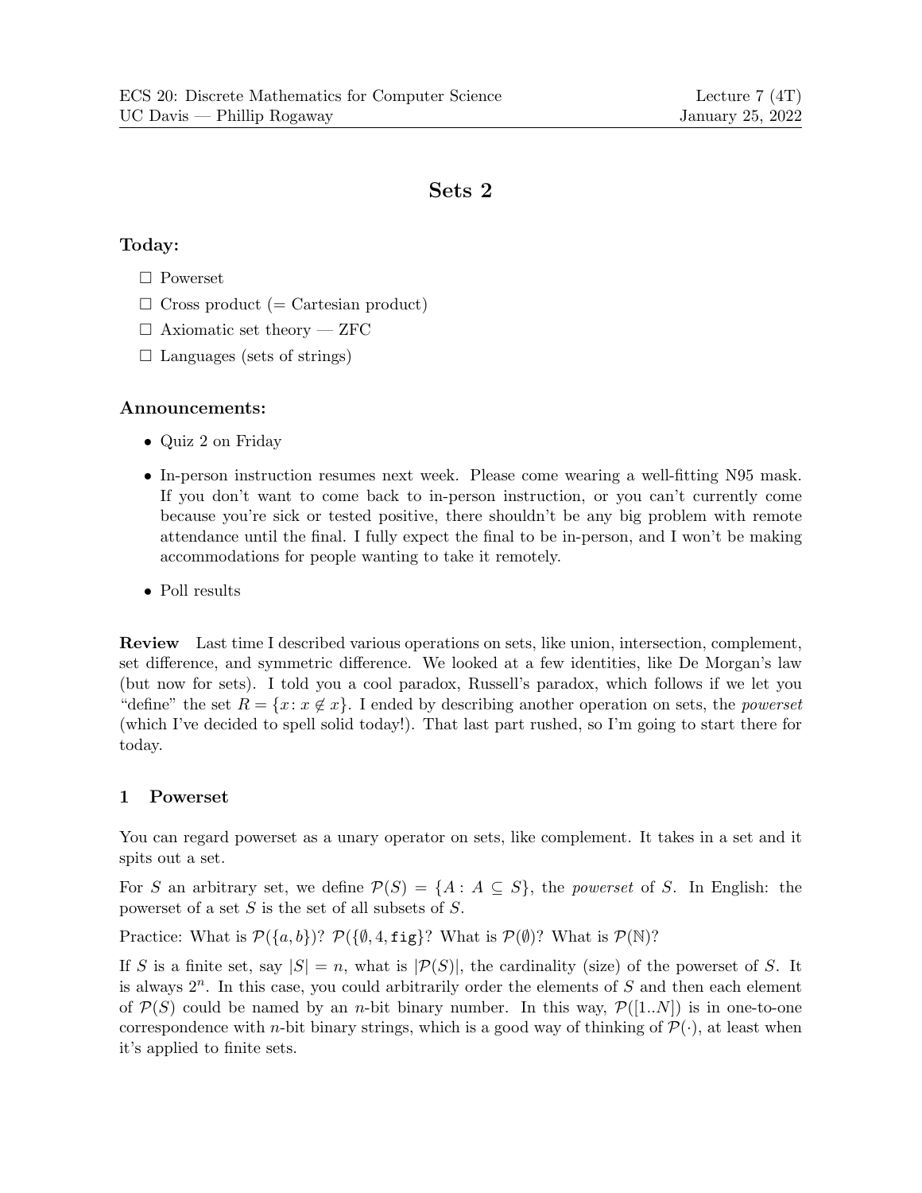ECS 20: Discrete Mathematics for Computer Science — Lecture 7 (4T)
UC Davis — Phillip Rogaway — January 25, 2022

# Sets 2

### Today:

- ☐ Powerset
- ☐ Cross product (= Cartesian product)
- ☐ Axiomatic set theory — ZFC
- ☐ Languages (sets of strings)

### Announcements:

- Quiz 2 on Friday
- In-person instruction resumes next week. Please come wearing a well-fitting N95 mask. If you don't want to come back to in-person instruction, or you can't currently come because you're sick or tested positive, there shouldn't be any big problem with remote attendance until the final. I fully expect the final to be in-person, and I won't be making accommodations for people wanting to take it remotely.
- Poll results

**Review** Last time I described various operations on sets, like union, intersection, complement, set difference, and symmetric difference. We looked at a few identities, like De Morgan's law (but now for sets). I told you a cool paradox, Russell's paradox, which follows if we let you "define" the set $R = \{x\colon x \notin x\}$. I ended by describing another operation on sets, the *powerset* (which I've decided to spell solid today!). That last part rushed, so I'm going to start there for today.

## 1 Powerset

You can regard powerset as a unary operator on sets, like complement. It takes in a set and it spits out a set.

For $S$ an arbitrary set, we define $\mathcal{P}(S) = \{A : A \subseteq S\}$, the *powerset* of $S$. In English: the powerset of a set $S$ is the set of all subsets of $S$.

Practice: What is $\mathcal{P}(\{a, b\})$? $\mathcal{P}(\{\emptyset, 4, \texttt{fig}\})$? What is $\mathcal{P}(\emptyset)$? What is $\mathcal{P}(\mathbb{N})$?

If $S$ is a finite set, say $|S| = n$, what is $|\mathcal{P}(S)|$, the cardinality (size) of the powerset of $S$. It is always $2^n$. In this case, you could arbitrarily order the elements of $S$ and then each element of $\mathcal{P}(S)$ could be named by an $n$-bit binary number. In this way, $\mathcal{P}([1..N])$ is in one-to-one correspondence with $n$-bit binary strings, which is a good way of thinking of $\mathcal{P}(\cdot)$, at least when it's applied to finite sets.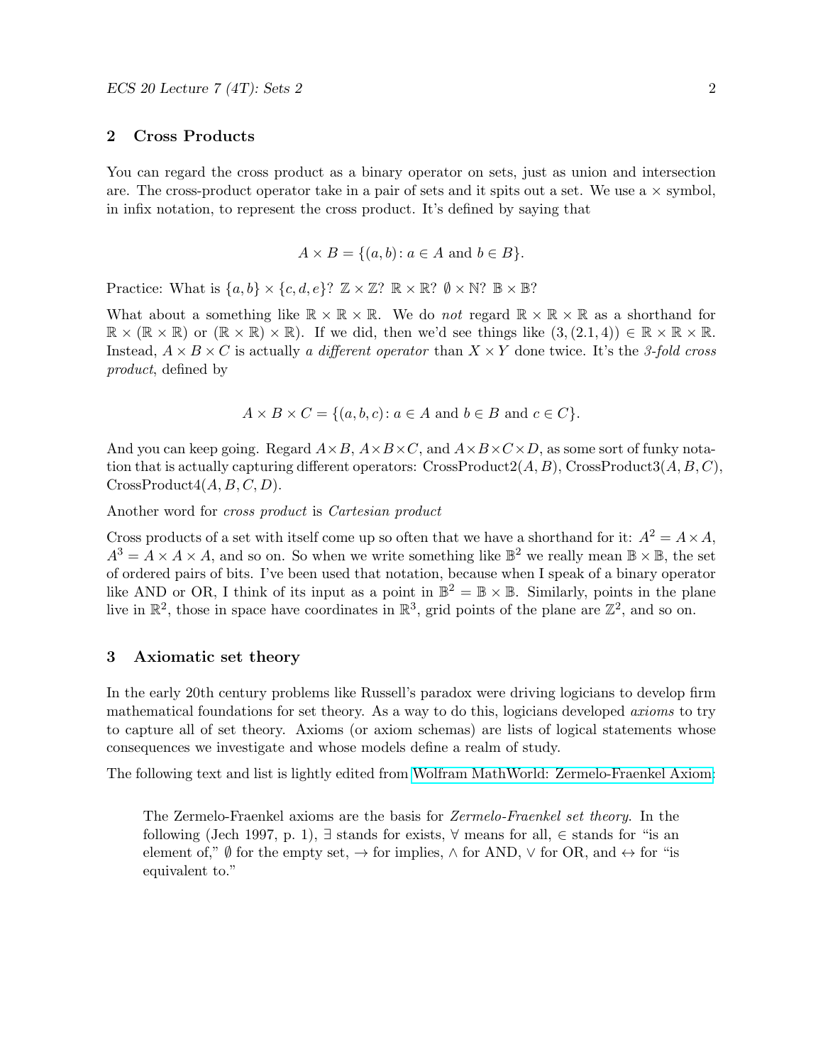## 2 Cross Products

You can regard the cross product as a binary operator on sets, just as union and intersection are. The cross-product operator take in a pair of sets and it spits out a set. We use a $\times$ symbol, in infix notation, to represent the cross product. It's defined by saying that

$$A \times B = \{(a, b) \colon a \in A \text{ and } b \in B\}.$$

Practice: What is $\{a, b\} \times \{c, d, e\}$? $\mathbb{Z} \times \mathbb{Z}$? $\mathbb{R} \times \mathbb{R}$? $\emptyset \times \mathbb{N}$? $\mathbb{B} \times \mathbb{B}$?

What about a something like $\mathbb{R} \times \mathbb{R} \times \mathbb{R}$. We do *not* regard $\mathbb{R} \times \mathbb{R} \times \mathbb{R}$ as a shorthand for $\mathbb{R} \times (\mathbb{R} \times \mathbb{R})$ or $(\mathbb{R} \times \mathbb{R}) \times \mathbb{R})$. If we did, then we'd see things like $(3, (2.1, 4)) \in \mathbb{R} \times \mathbb{R} \times \mathbb{R}$. Instead, $A \times B \times C$ is actually *a different operator* than $X \times Y$ done twice. It's the *3-fold cross product*, defined by

$$A \times B \times C = \{(a, b, c) \colon a \in A \text{ and } b \in B \text{ and } c \in C\}.$$

And you can keep going. Regard $A \times B$, $A \times B \times C$, and $A \times B \times C \times D$, as some sort of funky notation that is actually capturing different operators: CrossProduct2$(A, B)$, CrossProduct3$(A, B, C)$, CrossProduct4$(A, B, C, D)$.

Another word for *cross product* is *Cartesian product*

Cross products of a set with itself come up so often that we have a shorthand for it: $A^2 = A \times A$, $A^3 = A \times A \times A$, and so on. So when we write something like $\mathbb{B}^2$ we really mean $\mathbb{B} \times \mathbb{B}$, the set of ordered pairs of bits. I've been used that notation, because when I speak of a binary operator like AND or OR, I think of its input as a point in $\mathbb{B}^2 = \mathbb{B} \times \mathbb{B}$. Similarly, points in the plane live in $\mathbb{R}^2$, those in space have coordinates in $\mathbb{R}^3$, grid points of the plane are $\mathbb{Z}^2$, and so on.

## 3 Axiomatic set theory

In the early 20th century problems like Russell's paradox were driving logicians to develop firm mathematical foundations for set theory. As a way to do this, logicians developed *axioms* to try to capture all of set theory. Axioms (or axiom schemas) are lists of logical statements whose consequences we investigate and whose models define a realm of study.

The following text and list is lightly edited from Wolfram MathWorld: Zermelo-Fraenkel Axiom:

> The Zermelo-Fraenkel axioms are the basis for *Zermelo-Fraenkel set theory*. In the following (Jech 1997, p. 1), $\exists$ stands for exists, $\forall$ means for all, $\in$ stands for "is an element of," $\emptyset$ for the empty set, $\rightarrow$ for implies, $\wedge$ for AND, $\vee$ for OR, and $\leftrightarrow$ for "is equivalent to."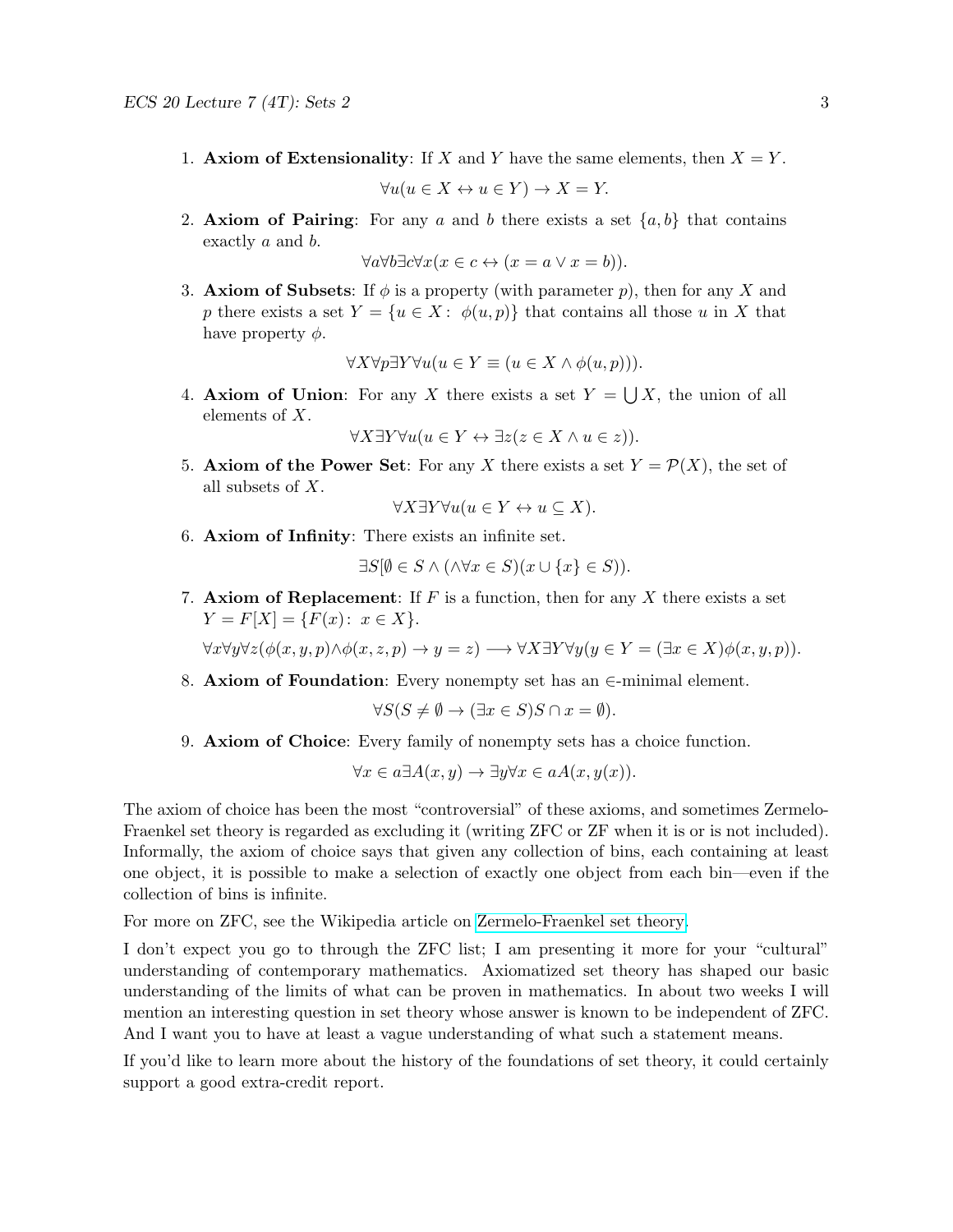1. **Axiom of Extensionality**: If $X$ and $Y$ have the same elements, then $X = Y$.

$$\forall u(u \in X \leftrightarrow u \in Y) \to X = Y.$$

2. **Axiom of Pairing**: For any $a$ and $b$ there exists a set $\{a, b\}$ that contains exactly $a$ and $b$.

$$\forall a \forall b \exists c \forall x(x \in c \leftrightarrow (x = a \vee x = b)).$$

3. **Axiom of Subsets**: If $\phi$ is a property (with parameter $p$), then for any $X$ and $p$ there exists a set $Y = \{u \in X : \ \phi(u, p)\}$ that contains all those $u$ in $X$ that have property $\phi$.

$$\forall X \forall p \exists Y \forall u(u \in Y \equiv (u \in X \wedge \phi(u, p))).$$

4. **Axiom of Union**: For any $X$ there exists a set $Y = \bigcup X$, the union of all elements of $X$.

$$\forall X \exists Y \forall u(u \in Y \leftrightarrow \exists z(z \in X \wedge u \in z)).$$

5. **Axiom of the Power Set**: For any $X$ there exists a set $Y = \mathcal{P}(X)$, the set of all subsets of $X$.

$$\forall X \exists Y \forall u(u \in Y \leftrightarrow u \subseteq X).$$

6. **Axiom of Infinity**: There exists an infinite set.

$$\exists S[\emptyset \in S \wedge (\wedge \forall x \in S)(x \cup \{x\} \in S)).$$

7. **Axiom of Replacement**: If $F$ is a function, then for any $X$ there exists a set $Y = F[X] = \{F(x) : \ x \in X\}$.

$$\forall x \forall y \forall z(\phi(x, y, p) \wedge \phi(x, z, p) \to y = z) \longrightarrow \forall X \exists Y \forall y(y \in Y = (\exists x \in X)\phi(x, y, p)).$$

8. **Axiom of Foundation**: Every nonempty set has an $\in$-minimal element.

$$\forall S(S \neq \emptyset \to (\exists x \in S)S \cap x = \emptyset).$$

9. **Axiom of Choice**: Every family of nonempty sets has a choice function.

$$\forall x \in a \exists A(x, y) \to \exists y \forall x \in aA(x, y(x)).$$

The axiom of choice has been the most "controversial" of these axioms, and sometimes Zermelo-Fraenkel set theory is regarded as excluding it (writing ZFC or ZF when it is or is not included). Informally, the axiom of choice says that given any collection of bins, each containing at least one object, it is possible to make a selection of exactly one object from each bin—even if the collection of bins is infinite.

For more on ZFC, see the Wikipedia article on Zermelo-Fraenkel set theory.

I don't expect you go to through the ZFC list; I am presenting it more for your "cultural" understanding of contemporary mathematics. Axiomatized set theory has shaped our basic understanding of the limits of what can be proven in mathematics. In about two weeks I will mention an interesting question in set theory whose answer is known to be independent of ZFC. And I want you to have at least a vague understanding of what such a statement means.

If you'd like to learn more about the history of the foundations of set theory, it could certainly support a good extra-credit report.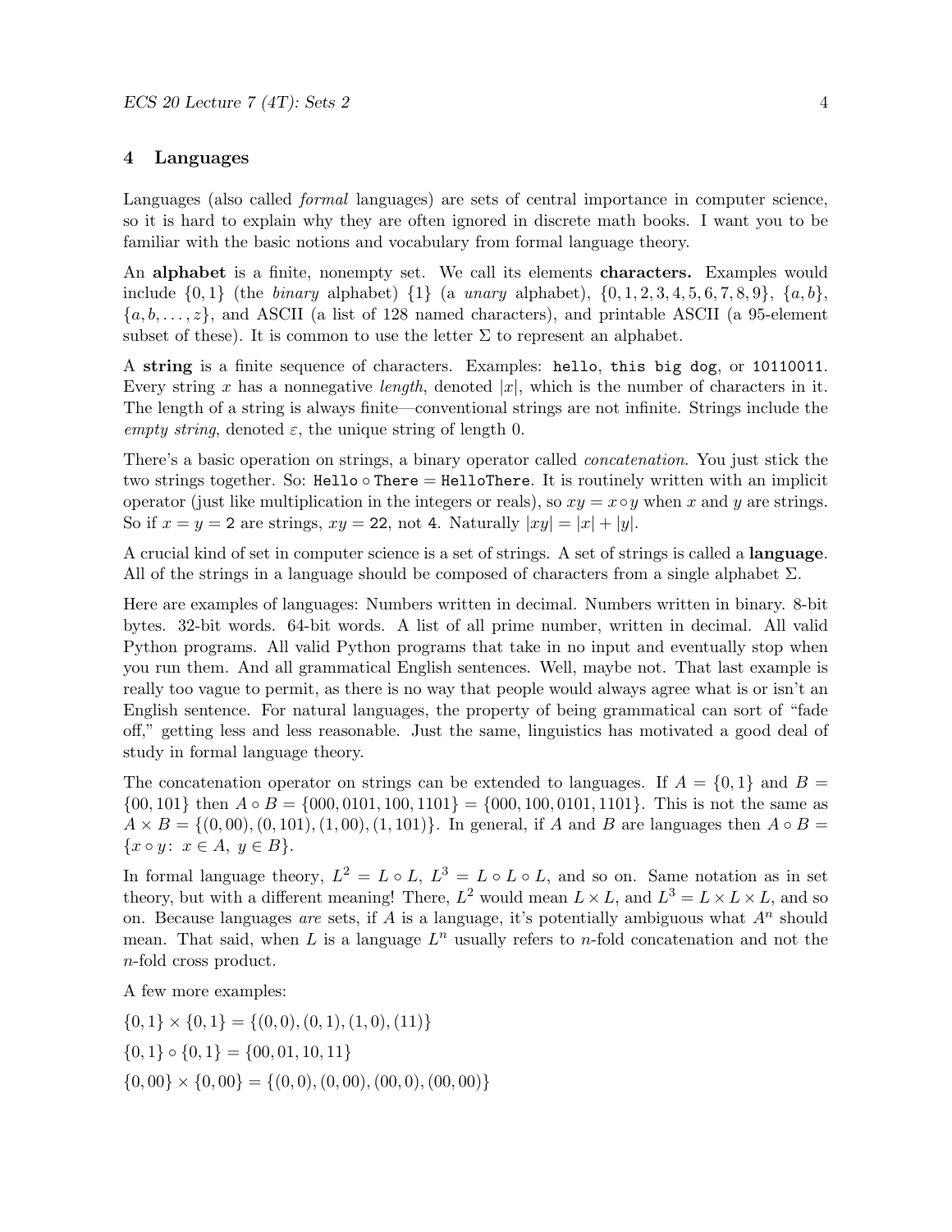## 4 Languages

Languages (also called *formal* languages) are sets of central importance in computer science, so it is hard to explain why they are often ignored in discrete math books. I want you to be familiar with the basic notions and vocabulary from formal language theory.

An **alphabet** is a finite, nonempty set. We call its elements **characters.** Examples would include $\{0, 1\}$ (the *binary* alphabet) $\{1\}$ (a *unary* alphabet), $\{0, 1, 2, 3, 4, 5, 6, 7, 8, 9\}$, $\{a, b\}$, $\{a, b, \ldots, z\}$, and ASCII (a list of 128 named characters), and printable ASCII (a 95-element subset of these). It is common to use the letter $\Sigma$ to represent an alphabet.

A **string** is a finite sequence of characters. Examples: `hello`, `this big dog`, or `10110011`. Every string $x$ has a nonnegative *length*, denoted $|x|$, which is the number of characters in it. The length of a string is always finite—conventional strings are not infinite. Strings include the *empty string*, denoted $\varepsilon$, the unique string of length 0.

There's a basic operation on strings, a binary operator called *concatenation*. You just stick the two strings together. So: $\texttt{Hello} \circ \texttt{There} = \texttt{HelloThere}$. It is routinely written with an implicit operator (just like multiplication in the integers or reals), so $xy = x \circ y$ when $x$ and $y$ are strings. So if $x = y = \texttt{2}$ are strings, $xy = \texttt{22}$, not $\texttt{4}$. Naturally $|xy| = |x| + |y|$.

A crucial kind of set in computer science is a set of strings. A set of strings is called a **language**. All of the strings in a language should be composed of characters from a single alphabet $\Sigma$.

Here are examples of languages: Numbers written in decimal. Numbers written in binary. 8-bit bytes. 32-bit words. 64-bit words. A list of all prime number, written in decimal. All valid Python programs. All valid Python programs that take in no input and eventually stop when you run them. And all grammatical English sentences. Well, maybe not. That last example is really too vague to permit, as there is no way that people would always agree what is or isn't an English sentence. For natural languages, the property of being grammatical can sort of "fade off," getting less and less reasonable. Just the same, linguistics has motivated a good deal of study in formal language theory.

The concatenation operator on strings can be extended to languages. If $A = \{0, 1\}$ and $B = \{00, 101\}$ then $A \circ B = \{000, 0101, 100, 1101\} = \{000, 100, 0101, 1101\}$. This is not the same as $A \times B = \{(0, 00), (0, 101), (1, 00), (1, 101)\}$. In general, if $A$ and $B$ are languages then $A \circ B = \{x \circ y \colon\ x \in A,\ y \in B\}$.

In formal language theory, $L^2 = L \circ L$, $L^3 = L \circ L \circ L$, and so on. Same notation as in set theory, but with a different meaning! There, $L^2$ would mean $L \times L$, and $L^3 = L \times L \times L$, and so on. Because languages *are* sets, if $A$ is a language, it's potentially ambiguous what $A^n$ should mean. That said, when $L$ is a language $L^n$ usually refers to $n$-fold concatenation and not the $n$-fold cross product.

A few more examples:

$\{0, 1\} \times \{0, 1\} = \{(0, 0), (0, 1), (1, 0), (11)\}$

$\{0, 1\} \circ \{0, 1\} = \{00, 01, 10, 11\}$

$\{0, 00\} \times \{0, 00\} = \{(0, 0), (0, 00), (00, 0), (00, 00)\}$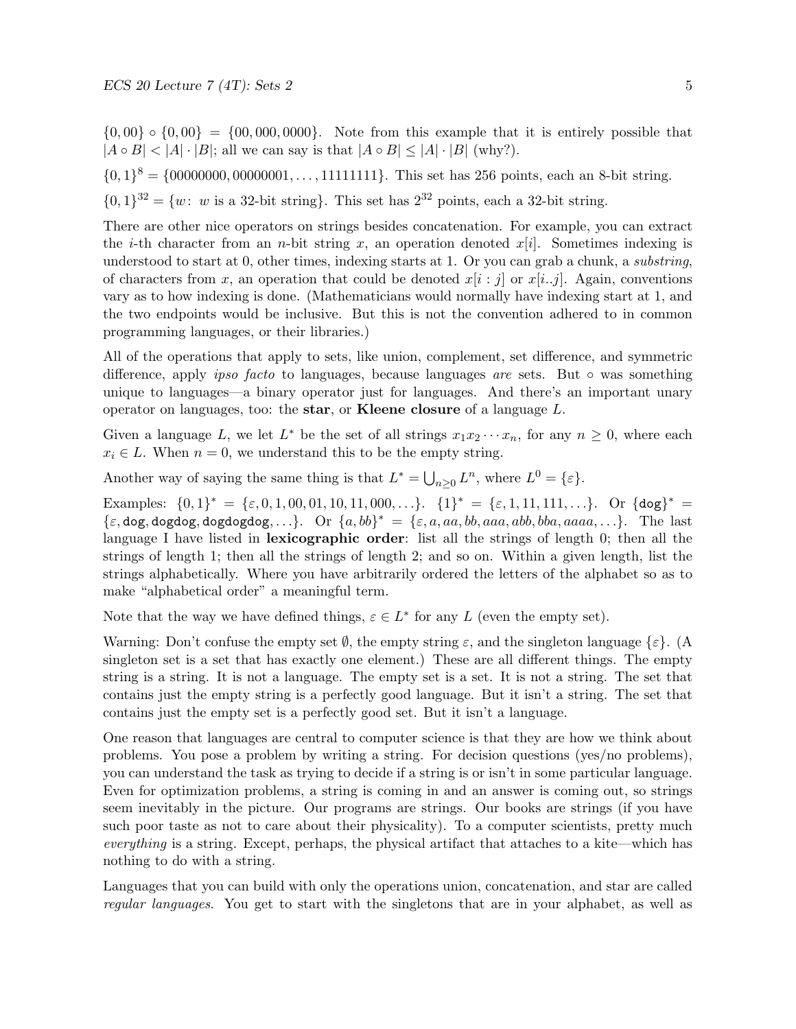$\{0, 00\} \circ \{0, 00\} = \{00, 000, 0000\}$. Note from this example that it is entirely possible that $|A \circ B| < |A| \cdot |B|$; all we can say is that $|A \circ B| \leq |A| \cdot |B|$ (why?).

$\{0,1\}^8 = \{00000000, 00000001, \ldots, 11111111\}$. This set has 256 points, each an 8-bit string.

$\{0,1\}^{32} = \{w\colon\ w \text{ is a 32-bit string}\}$. This set has $2^{32}$ points, each a 32-bit string.

There are other nice operators on strings besides concatenation. For example, you can extract the $i$-th character from an $n$-bit string $x$, an operation denoted $x[i]$. Sometimes indexing is understood to start at 0, other times, indexing starts at 1. Or you can grab a chunk, a *substring*, of characters from $x$, an operation that could be denoted $x[i:j]$ or $x[i..j]$. Again, conventions vary as to how indexing is done. (Mathematicians would normally have indexing start at 1, and the two endpoints would be inclusive. But this is not the convention adhered to in common programming languages, or their libraries.)

All of the operations that apply to sets, like union, complement, set difference, and symmetric difference, apply *ipso facto* to languages, because languages *are* sets. But $\circ$ was something unique to languages—a binary operator just for languages. And there's an important unary operator on languages, too: the **star**, or **Kleene closure** of a language $L$.

Given a language $L$, we let $L^*$ be the set of all strings $x_1 x_2 \cdots x_n$, for any $n \geq 0$, where each $x_i \in L$. When $n = 0$, we understand this to be the empty string.

Another way of saying the same thing is that $L^* = \bigcup_{n \geq 0} L^n$, where $L^0 = \{\varepsilon\}$.

Examples: $\{0,1\}^* = \{\varepsilon, 0, 1, 00, 01, 10, 11, 000, \ldots\}$. $\{1\}^* = \{\varepsilon, 1, 11, 111, \ldots\}$. Or $\{\texttt{dog}\}^* = \{\varepsilon, \texttt{dog}, \texttt{dogdog}, \texttt{dogdogdog}, \ldots\}$. Or $\{a, bb\}^* = \{\varepsilon, a, aa, bb, aaa, abb, bba, aaaa, \ldots\}$. The last language I have listed in **lexicographic order**: list all the strings of length 0; then all the strings of length 1; then all the strings of length 2; and so on. Within a given length, list the strings alphabetically. Where you have arbitrarily ordered the letters of the alphabet so as to make "alphabetical order" a meaningful term.

Note that the way we have defined things, $\varepsilon \in L^*$ for any $L$ (even the empty set).

Warning: Don't confuse the empty set $\emptyset$, the empty string $\varepsilon$, and the singleton language $\{\varepsilon\}$. (A singleton set is a set that has exactly one element.) These are all different things. The empty string is a string. It is not a language. The empty set is a set. It is not a string. The set that contains just the empty string is a perfectly good language. But it isn't a string. The set that contains just the empty set is a perfectly good set. But it isn't a language.

One reason that languages are central to computer science is that they are how we think about problems. You pose a problem by writing a string. For decision questions (yes/no problems), you can understand the task as trying to decide if a string is or isn't in some particular language. Even for optimization problems, a string is coming in and an answer is coming out, so strings seem inevitably in the picture. Our programs are strings. Our books are strings (if you have such poor taste as not to care about their physicality). To a computer scientists, pretty much *everything* is a string. Except, perhaps, the physical artifact that attaches to a kite—which has nothing to do with a string.

Languages that you can build with only the operations union, concatenation, and star are called *regular languages*. You get to start with the singletons that are in your alphabet, as well as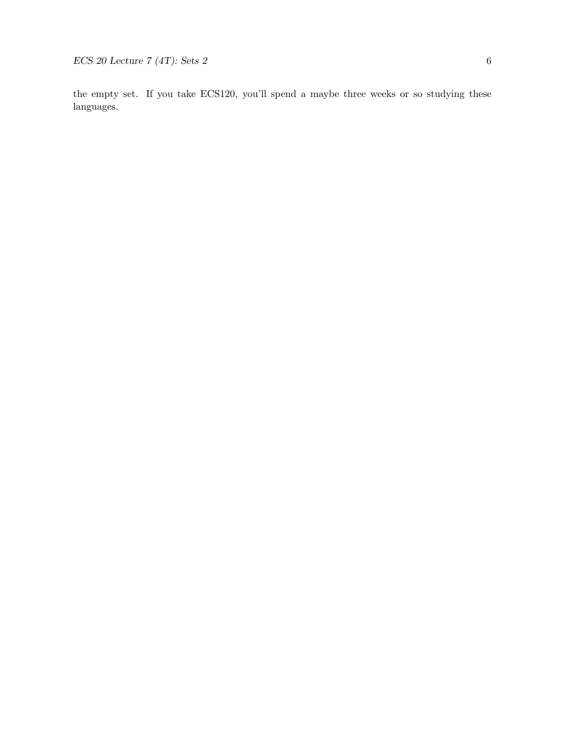the empty set. If you take ECS120, you'll spend a maybe three weeks or so studying these languages.